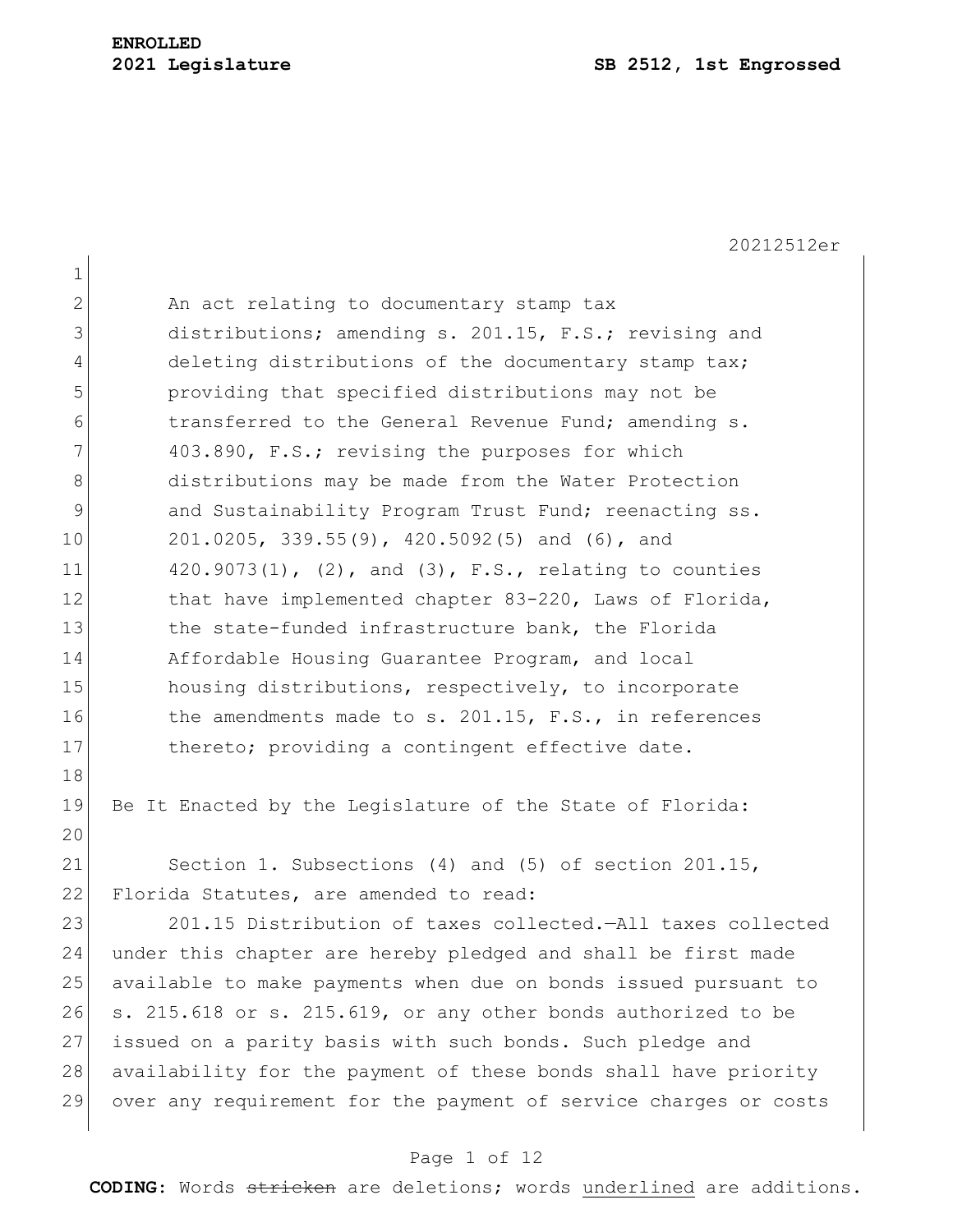**ENROLLED**
**2021 Legislature** **SB 2512, 1st Engrossed**

20212512er

An act relating to documentary stamp tax distributions; amending s. 201.15, F.S.; revising and deleting distributions of the documentary stamp tax; providing that specified distributions may not be transferred to the General Revenue Fund; amending s. 403.890, F.S.; revising the purposes for which distributions may be made from the Water Protection and Sustainability Program Trust Fund; reenacting ss. 201.0205, 339.55(9), 420.5092(5) and (6), and 420.9073(1), (2), and (3), F.S., relating to counties that have implemented chapter 83-220, Laws of Florida, the state-funded infrastructure bank, the Florida Affordable Housing Guarantee Program, and local housing distributions, respectively, to incorporate the amendments made to s. 201.15, F.S., in references thereto; providing a contingent effective date.

Be It Enacted by the Legislature of the State of Florida:

Section 1. Subsections (4) and (5) of section 201.15, Florida Statutes, are amended to read:

201.15 Distribution of taxes collected.—All taxes collected under this chapter are hereby pledged and shall be first made available to make payments when due on bonds issued pursuant to s. 215.618 or s. 215.619, or any other bonds authorized to be issued on a parity basis with such bonds. Such pledge and availability for the payment of these bonds shall have priority over any requirement for the payment of service charges or costs

**CODING:** Words ~~stricken~~ are deletions; words underlined are additions.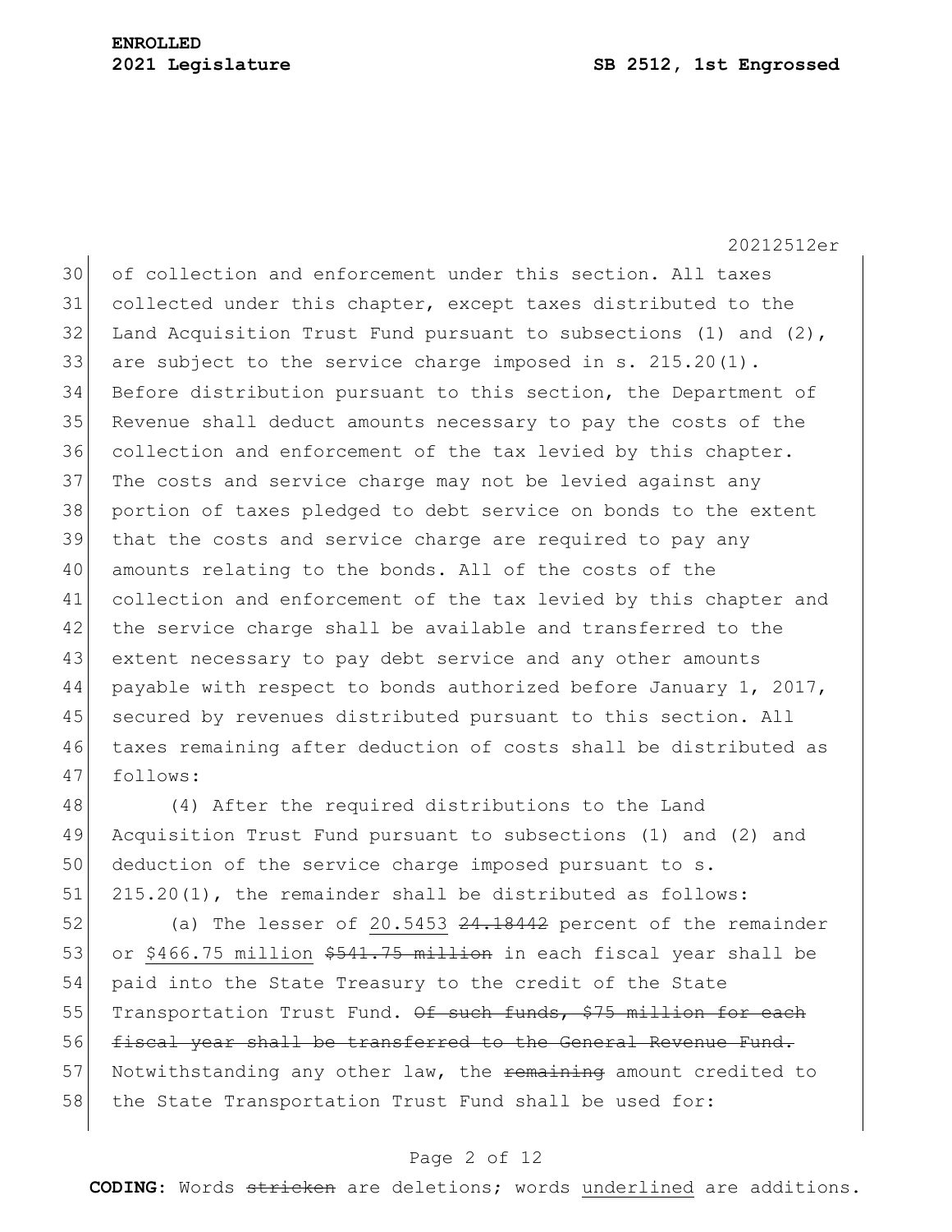of collection and enforcement under this section. All taxes collected under this chapter, except taxes distributed to the Land Acquisition Trust Fund pursuant to subsections (1) and (2), are subject to the service charge imposed in s. 215.20(1). Before distribution pursuant to this section, the Department of Revenue shall deduct amounts necessary to pay the costs of the collection and enforcement of the tax levied by this chapter. The costs and service charge may not be levied against any portion of taxes pledged to debt service on bonds to the extent that the costs and service charge are required to pay any amounts relating to the bonds. All of the costs of the collection and enforcement of the tax levied by this chapter and the service charge shall be available and transferred to the extent necessary to pay debt service and any other amounts payable with respect to bonds authorized before January 1, 2017, secured by revenues distributed pursuant to this section. All taxes remaining after deduction of costs shall be distributed as follows:

(4) After the required distributions to the Land Acquisition Trust Fund pursuant to subsections (1) and (2) and deduction of the service charge imposed pursuant to s. 215.20(1), the remainder shall be distributed as follows:

(a) The lesser of <u>20.5453</u> ~~24.18442~~ percent of the remainder or <u>$466.75 million</u> ~~$541.75 million~~ in each fiscal year shall be paid into the State Treasury to the credit of the State Transportation Trust Fund. ~~Of such funds, $75 million for each fiscal year shall be transferred to the General Revenue Fund.~~ Notwithstanding any other law, the ~~remaining~~ amount credited to the State Transportation Trust Fund shall be used for: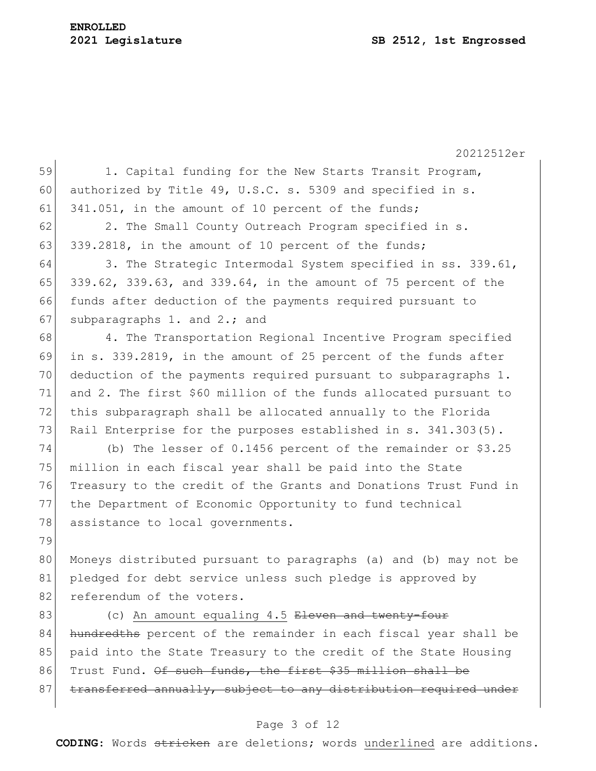1. Capital funding for the New Starts Transit Program, authorized by Title 49, U.S.C. s. 5309 and specified in s. 341.051, in the amount of 10 percent of the funds;

2. The Small County Outreach Program specified in s. 339.2818, in the amount of 10 percent of the funds;

3. The Strategic Intermodal System specified in ss. 339.61, 339.62, 339.63, and 339.64, in the amount of 75 percent of the funds after deduction of the payments required pursuant to subparagraphs 1. and 2.; and

4. The Transportation Regional Incentive Program specified in s. 339.2819, in the amount of 25 percent of the funds after deduction of the payments required pursuant to subparagraphs 1. and 2. The first $60 million of the funds allocated pursuant to this subparagraph shall be allocated annually to the Florida Rail Enterprise for the purposes established in s. 341.303(5).

(b) The lesser of 0.1456 percent of the remainder or $3.25 million in each fiscal year shall be paid into the State Treasury to the credit of the Grants and Donations Trust Fund in the Department of Economic Opportunity to fund technical assistance to local governments.

Moneys distributed pursuant to paragraphs (a) and (b) may not be pledged for debt service unless such pledge is approved by referendum of the voters.

(c) <u>An amount equaling 4.5</u> ~~Eleven and twenty-four hundredths~~ percent of the remainder in each fiscal year shall be paid into the State Treasury to the credit of the State Housing Trust Fund. ~~Of such funds, the first $35 million shall be transferred annually, subject to any distribution required under~~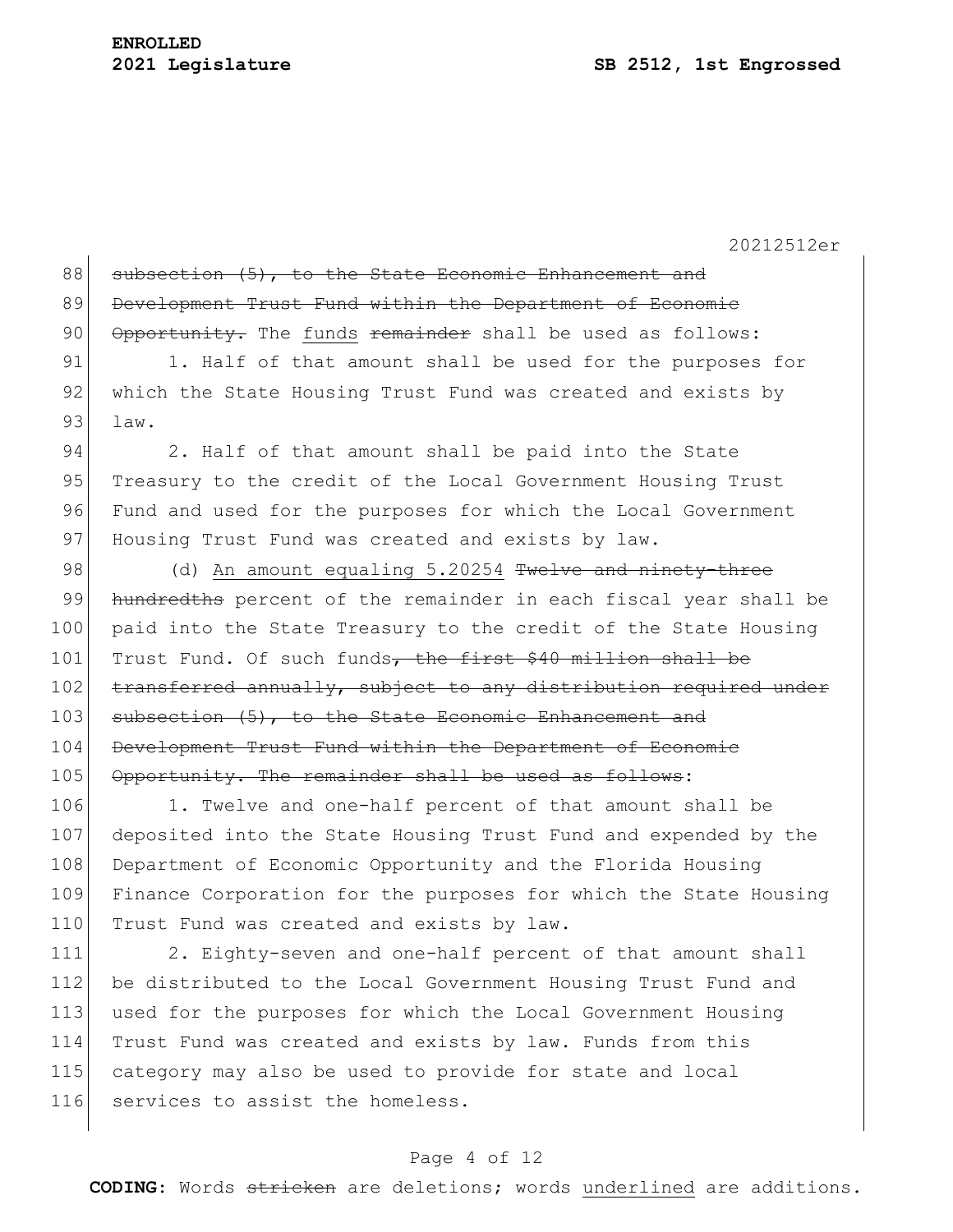~~subsection (5), to the State Economic Enhancement and Development Trust Fund within the Department of Economic Opportunity.~~ The <u>funds</u> ~~remainder~~ shall be used as follows:

1. Half of that amount shall be used for the purposes for which the State Housing Trust Fund was created and exists by law.

2. Half of that amount shall be paid into the State Treasury to the credit of the Local Government Housing Trust Fund and used for the purposes for which the Local Government Housing Trust Fund was created and exists by law.

(d) <u>An amount equaling 5.20254</u> ~~Twelve and ninety-three hundredths~~ percent of the remainder in each fiscal year shall be paid into the State Treasury to the credit of the State Housing Trust Fund. Of such funds~~, the first \$40 million shall be transferred annually, subject to any distribution required under subsection (5), to the State Economic Enhancement and Development Trust Fund within the Department of Economic Opportunity. The remainder shall be used as follows~~:

1. Twelve and one-half percent of that amount shall be deposited into the State Housing Trust Fund and expended by the Department of Economic Opportunity and the Florida Housing Finance Corporation for the purposes for which the State Housing Trust Fund was created and exists by law.

2. Eighty-seven and one-half percent of that amount shall be distributed to the Local Government Housing Trust Fund and used for the purposes for which the Local Government Housing Trust Fund was created and exists by law. Funds from this category may also be used to provide for state and local services to assist the homeless.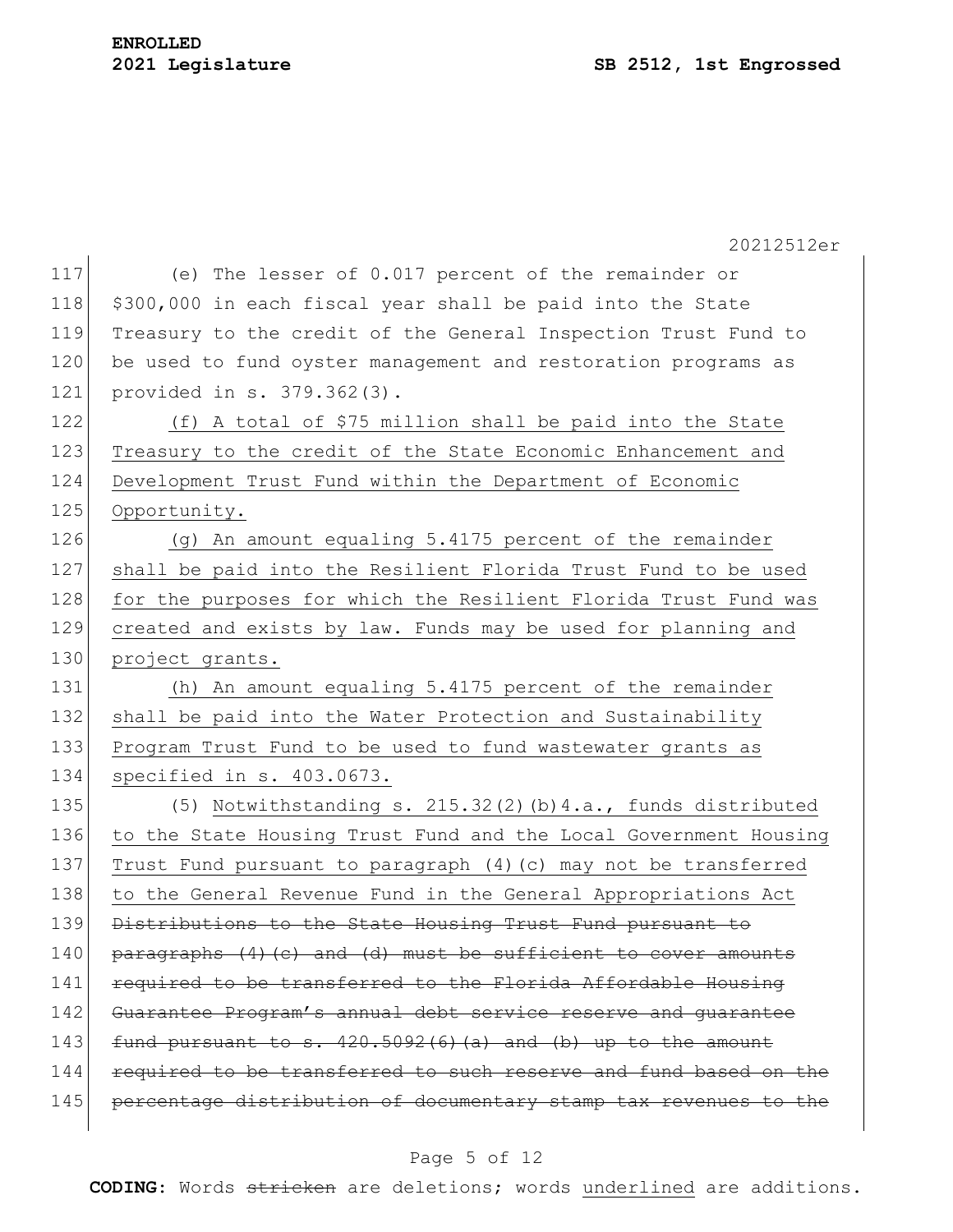(e) The lesser of 0.017 percent of the remainder or $300,000 in each fiscal year shall be paid into the State Treasury to the credit of the General Inspection Trust Fund to be used to fund oyster management and restoration programs as provided in s. 379.362(3).

<u>(f) A total of $75 million shall be paid into the State Treasury to the credit of the State Economic Enhancement and Development Trust Fund within the Department of Economic Opportunity.</u>

<u>(g) An amount equaling 5.4175 percent of the remainder shall be paid into the Resilient Florida Trust Fund to be used for the purposes for which the Resilient Florida Trust Fund was created and exists by law. Funds may be used for planning and project grants.</u>

<u>(h) An amount equaling 5.4175 percent of the remainder shall be paid into the Water Protection and Sustainability Program Trust Fund to be used to fund wastewater grants as specified in s. 403.0673.</u>

(5) <u>Notwithstanding s. 215.32(2)(b)4.a., funds distributed to the State Housing Trust Fund and the Local Government Housing Trust Fund pursuant to paragraph (4)(c) may not be transferred to the General Revenue Fund in the General Appropriations Act</u> ~~Distributions to the State Housing Trust Fund pursuant to paragraphs (4)(c) and (d) must be sufficient to cover amounts required to be transferred to the Florida Affordable Housing Guarantee Program's annual debt service reserve and guarantee fund pursuant to s. 420.5092(6)(a) and (b) up to the amount required to be transferred to such reserve and fund based on the percentage distribution of documentary stamp tax revenues to the~~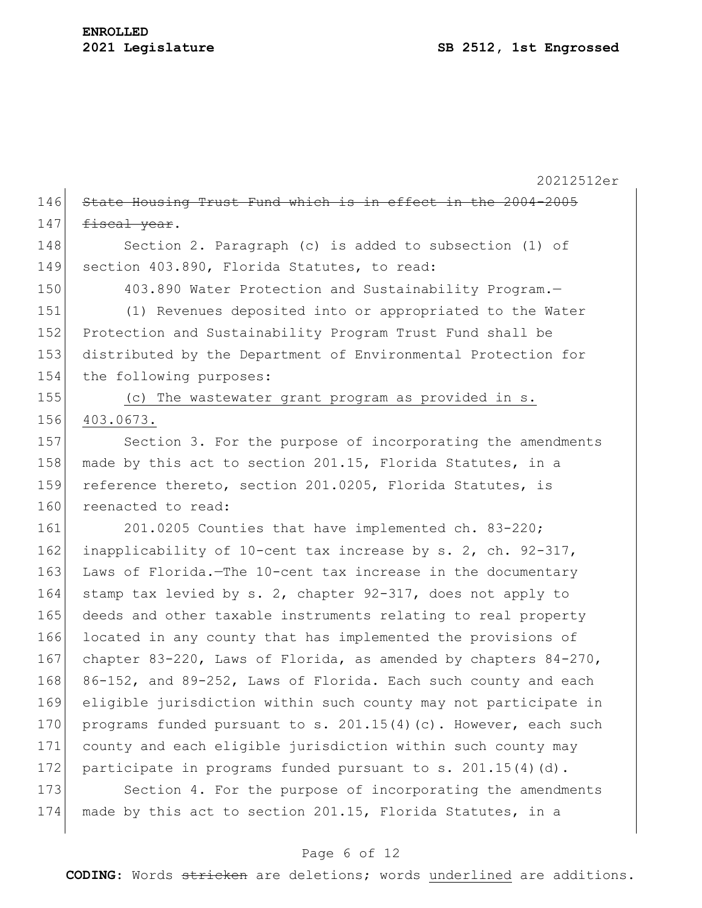~~State Housing Trust Fund which is in effect in the 2004-2005 fiscal year~~.

Section 2. Paragraph (c) is added to subsection (1) of section 403.890, Florida Statutes, to read:

403.890 Water Protection and Sustainability Program.—

(1) Revenues deposited into or appropriated to the Water Protection and Sustainability Program Trust Fund shall be distributed by the Department of Environmental Protection for the following purposes:

<u>(c) The wastewater grant program as provided in s. 403.0673.</u>

Section 3. For the purpose of incorporating the amendments made by this act to section 201.15, Florida Statutes, in a reference thereto, section 201.0205, Florida Statutes, is reenacted to read:

201.0205 Counties that have implemented ch. 83-220; inapplicability of 10-cent tax increase by s. 2, ch. 92-317, Laws of Florida.—The 10-cent tax increase in the documentary stamp tax levied by s. 2, chapter 92-317, does not apply to deeds and other taxable instruments relating to real property located in any county that has implemented the provisions of chapter 83-220, Laws of Florida, as amended by chapters 84-270, 86-152, and 89-252, Laws of Florida. Each such county and each eligible jurisdiction within such county may not participate in programs funded pursuant to s. 201.15(4)(c). However, each such county and each eligible jurisdiction within such county may participate in programs funded pursuant to s. 201.15(4)(d).

Section 4. For the purpose of incorporating the amendments made by this act to section 201.15, Florida Statutes, in a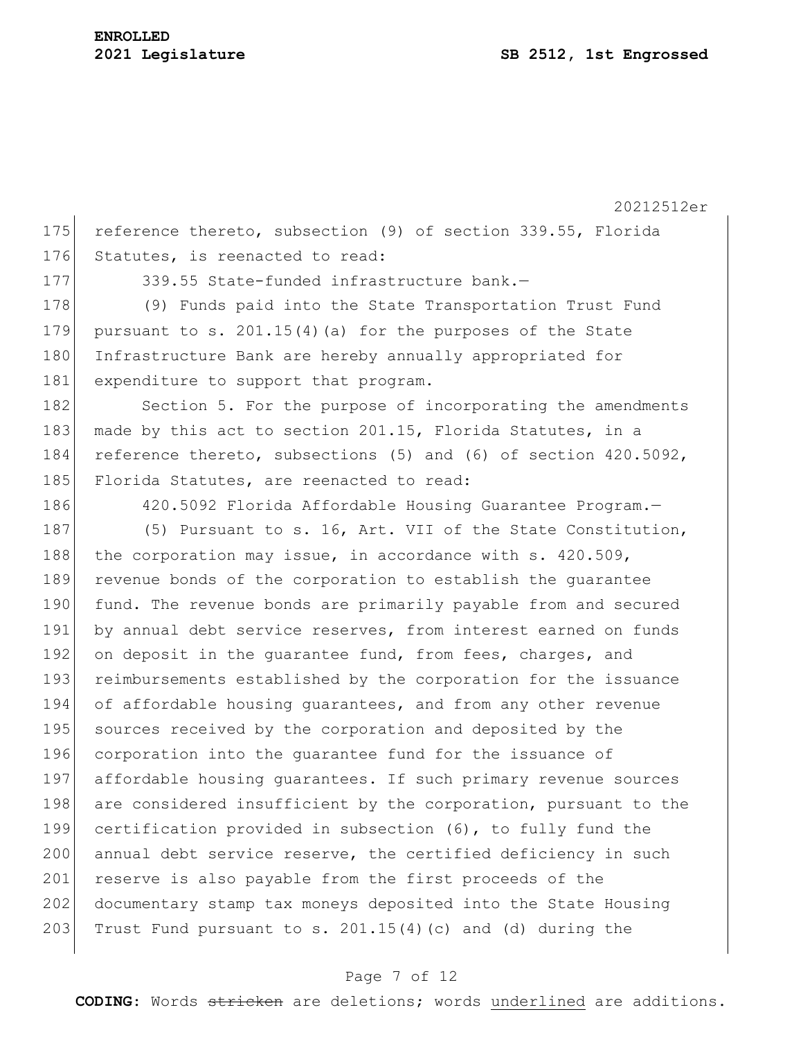reference thereto, subsection (9) of section 339.55, Florida Statutes, is reenacted to read:

339.55 State-funded infrastructure bank.—

(9) Funds paid into the State Transportation Trust Fund pursuant to s. 201.15(4)(a) for the purposes of the State Infrastructure Bank are hereby annually appropriated for expenditure to support that program.

Section 5. For the purpose of incorporating the amendments made by this act to section 201.15, Florida Statutes, in a reference thereto, subsections (5) and (6) of section 420.5092, Florida Statutes, are reenacted to read:

420.5092 Florida Affordable Housing Guarantee Program.—

(5) Pursuant to s. 16, Art. VII of the State Constitution, the corporation may issue, in accordance with s. 420.509, revenue bonds of the corporation to establish the guarantee fund. The revenue bonds are primarily payable from and secured by annual debt service reserves, from interest earned on funds on deposit in the guarantee fund, from fees, charges, and reimbursements established by the corporation for the issuance of affordable housing guarantees, and from any other revenue sources received by the corporation and deposited by the corporation into the guarantee fund for the issuance of affordable housing guarantees. If such primary revenue sources are considered insufficient by the corporation, pursuant to the certification provided in subsection (6), to fully fund the annual debt service reserve, the certified deficiency in such reserve is also payable from the first proceeds of the documentary stamp tax moneys deposited into the State Housing Trust Fund pursuant to s. 201.15(4)(c) and (d) during the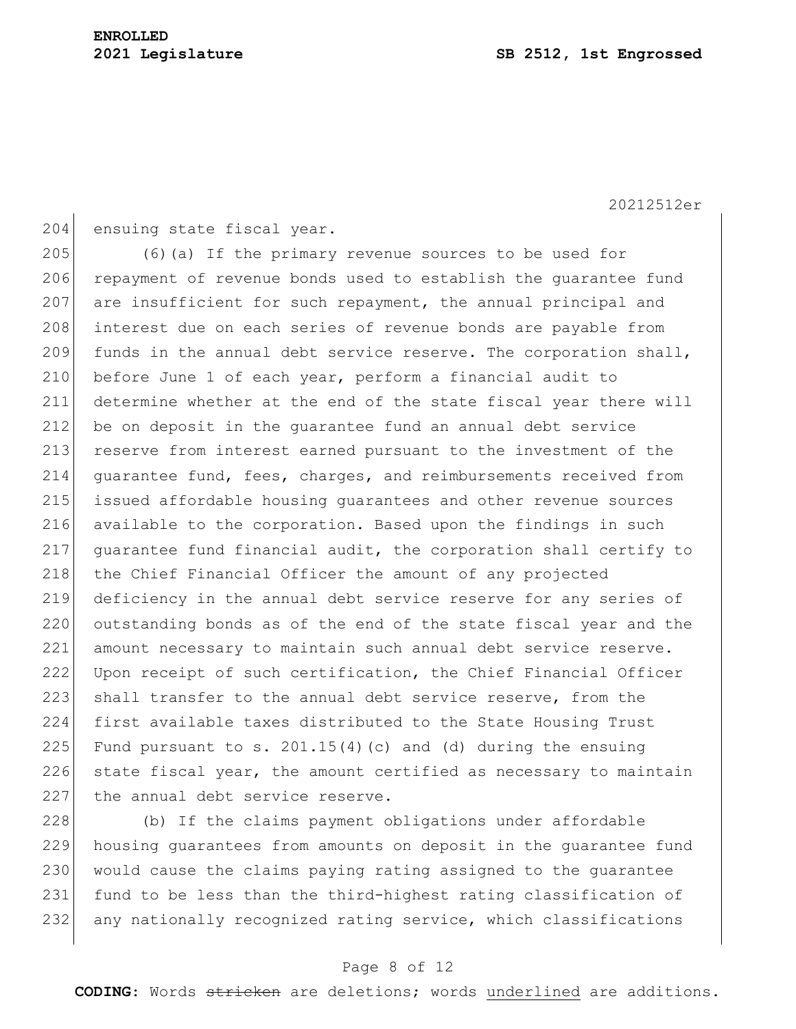ensuing state fiscal year.

(6)(a) If the primary revenue sources to be used for repayment of revenue bonds used to establish the guarantee fund are insufficient for such repayment, the annual principal and interest due on each series of revenue bonds are payable from funds in the annual debt service reserve. The corporation shall, before June 1 of each year, perform a financial audit to determine whether at the end of the state fiscal year there will be on deposit in the guarantee fund an annual debt service reserve from interest earned pursuant to the investment of the guarantee fund, fees, charges, and reimbursements received from issued affordable housing guarantees and other revenue sources available to the corporation. Based upon the findings in such guarantee fund financial audit, the corporation shall certify to the Chief Financial Officer the amount of any projected deficiency in the annual debt service reserve for any series of outstanding bonds as of the end of the state fiscal year and the amount necessary to maintain such annual debt service reserve. Upon receipt of such certification, the Chief Financial Officer shall transfer to the annual debt service reserve, from the first available taxes distributed to the State Housing Trust Fund pursuant to s. 201.15(4)(c) and (d) during the ensuing state fiscal year, the amount certified as necessary to maintain the annual debt service reserve.

(b) If the claims payment obligations under affordable housing guarantees from amounts on deposit in the guarantee fund would cause the claims paying rating assigned to the guarantee fund to be less than the third-highest rating classification of any nationally recognized rating service, which classifications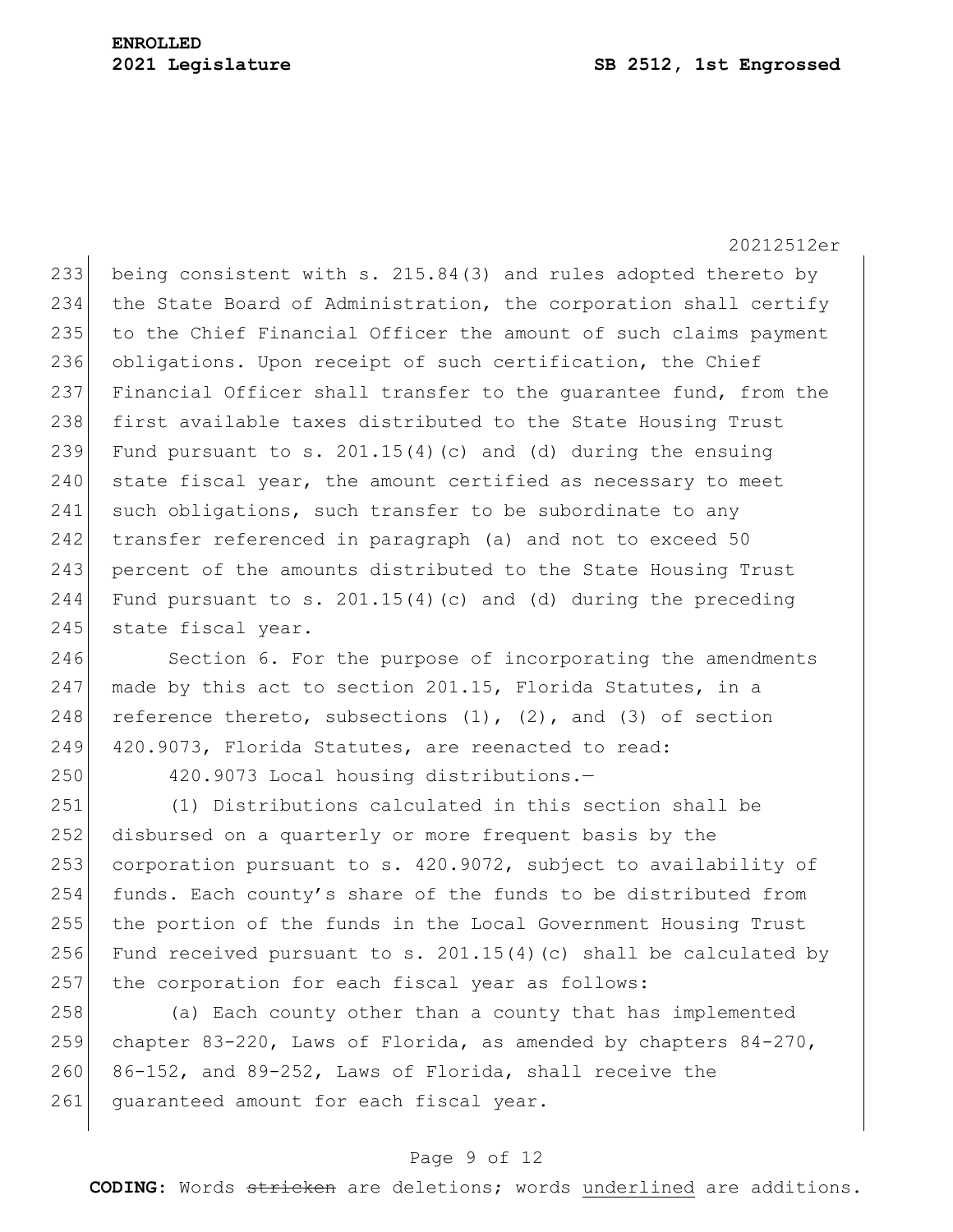being consistent with s. 215.84(3) and rules adopted thereto by the State Board of Administration, the corporation shall certify to the Chief Financial Officer the amount of such claims payment obligations. Upon receipt of such certification, the Chief Financial Officer shall transfer to the guarantee fund, from the first available taxes distributed to the State Housing Trust Fund pursuant to s. 201.15(4)(c) and (d) during the ensuing state fiscal year, the amount certified as necessary to meet such obligations, such transfer to be subordinate to any transfer referenced in paragraph (a) and not to exceed 50 percent of the amounts distributed to the State Housing Trust Fund pursuant to s. 201.15(4)(c) and (d) during the preceding state fiscal year.

Section 6. For the purpose of incorporating the amendments made by this act to section 201.15, Florida Statutes, in a reference thereto, subsections (1), (2), and (3) of section 420.9073, Florida Statutes, are reenacted to read:

420.9073 Local housing distributions.—

(1) Distributions calculated in this section shall be disbursed on a quarterly or more frequent basis by the corporation pursuant to s. 420.9072, subject to availability of funds. Each county's share of the funds to be distributed from the portion of the funds in the Local Government Housing Trust Fund received pursuant to s. 201.15(4)(c) shall be calculated by the corporation for each fiscal year as follows:

(a) Each county other than a county that has implemented chapter 83-220, Laws of Florida, as amended by chapters 84-270, 86-152, and 89-252, Laws of Florida, shall receive the guaranteed amount for each fiscal year.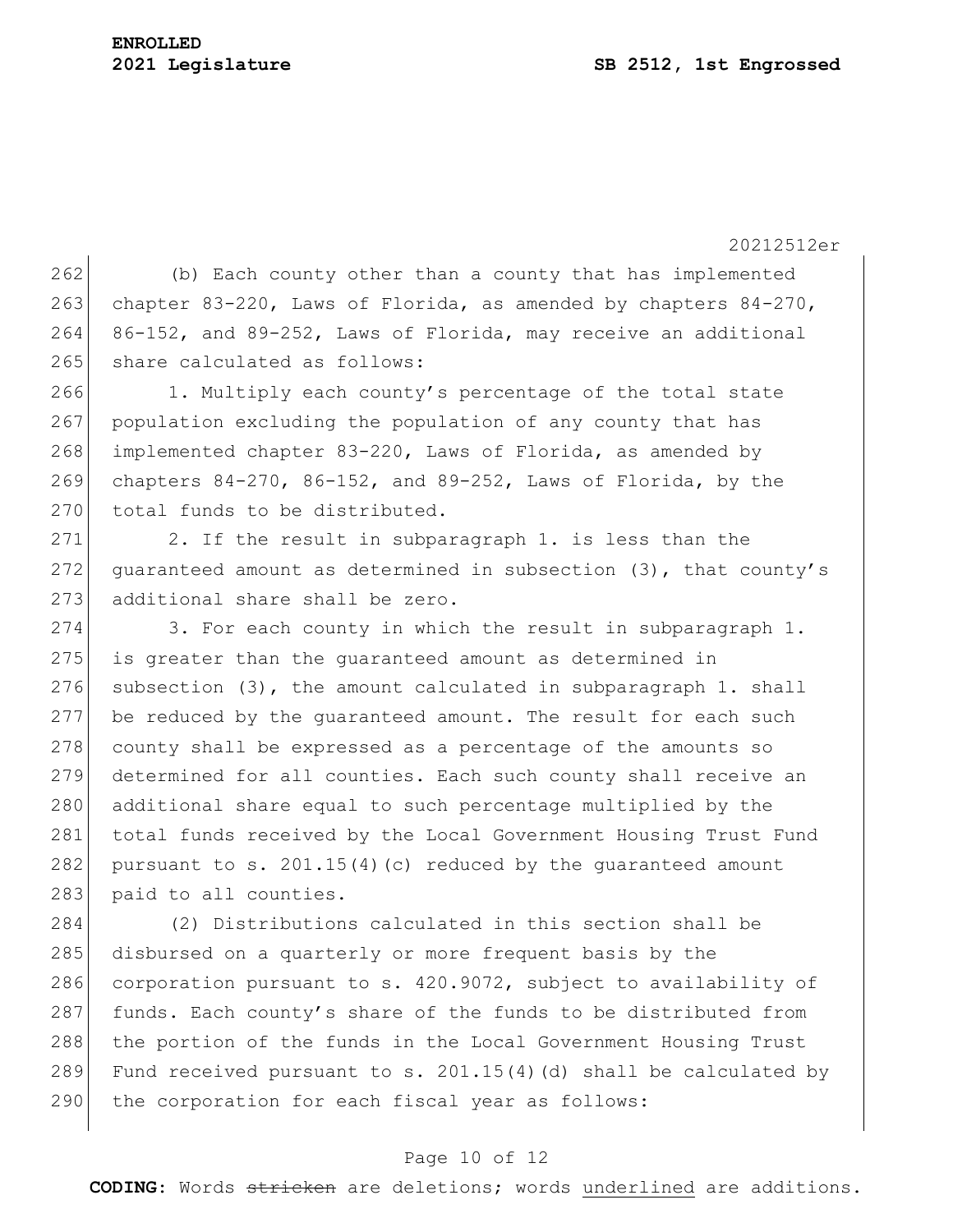(b) Each county other than a county that has implemented chapter 83-220, Laws of Florida, as amended by chapters 84-270, 86-152, and 89-252, Laws of Florida, may receive an additional share calculated as follows:

1. Multiply each county's percentage of the total state population excluding the population of any county that has implemented chapter 83-220, Laws of Florida, as amended by chapters 84-270, 86-152, and 89-252, Laws of Florida, by the total funds to be distributed.

2. If the result in subparagraph 1. is less than the guaranteed amount as determined in subsection (3), that county's additional share shall be zero.

3. For each county in which the result in subparagraph 1. is greater than the guaranteed amount as determined in subsection (3), the amount calculated in subparagraph 1. shall be reduced by the guaranteed amount. The result for each such county shall be expressed as a percentage of the amounts so determined for all counties. Each such county shall receive an additional share equal to such percentage multiplied by the total funds received by the Local Government Housing Trust Fund pursuant to s. 201.15(4)(c) reduced by the guaranteed amount paid to all counties.

(2) Distributions calculated in this section shall be disbursed on a quarterly or more frequent basis by the corporation pursuant to s. 420.9072, subject to availability of funds. Each county's share of the funds to be distributed from the portion of the funds in the Local Government Housing Trust Fund received pursuant to s. 201.15(4)(d) shall be calculated by the corporation for each fiscal year as follows: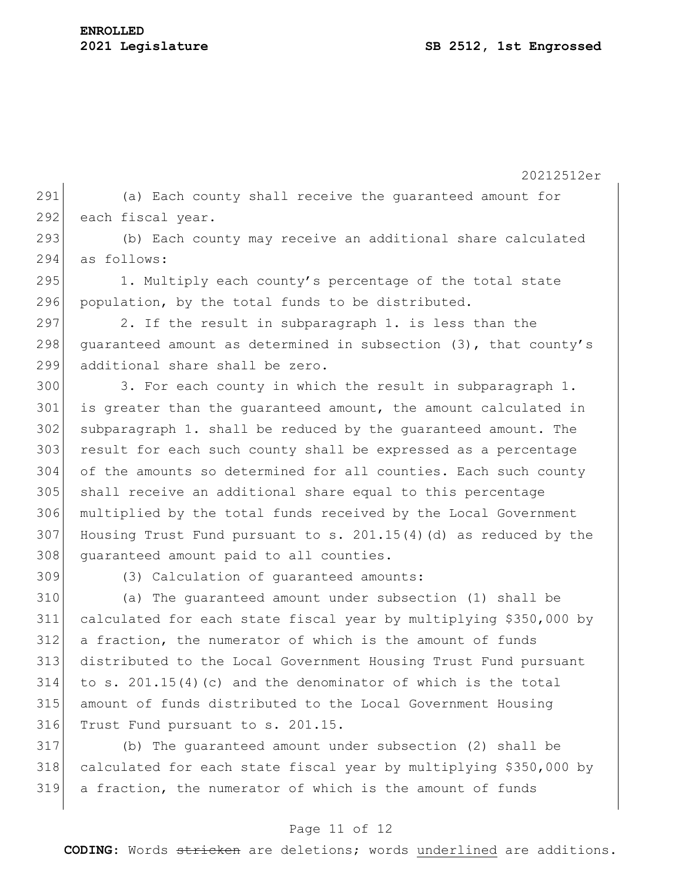(a) Each county shall receive the guaranteed amount for each fiscal year.

(b) Each county may receive an additional share calculated as follows:

1. Multiply each county's percentage of the total state population, by the total funds to be distributed.

2. If the result in subparagraph 1. is less than the guaranteed amount as determined in subsection (3), that county's additional share shall be zero.

3. For each county in which the result in subparagraph 1. is greater than the guaranteed amount, the amount calculated in subparagraph 1. shall be reduced by the guaranteed amount. The result for each such county shall be expressed as a percentage of the amounts so determined for all counties. Each such county shall receive an additional share equal to this percentage multiplied by the total funds received by the Local Government Housing Trust Fund pursuant to s. 201.15(4)(d) as reduced by the guaranteed amount paid to all counties.

(3) Calculation of guaranteed amounts:

(a) The guaranteed amount under subsection (1) shall be calculated for each state fiscal year by multiplying $350,000 by a fraction, the numerator of which is the amount of funds distributed to the Local Government Housing Trust Fund pursuant to s. 201.15(4)(c) and the denominator of which is the total amount of funds distributed to the Local Government Housing Trust Fund pursuant to s. 201.15.

(b) The guaranteed amount under subsection (2) shall be calculated for each state fiscal year by multiplying $350,000 by a fraction, the numerator of which is the amount of funds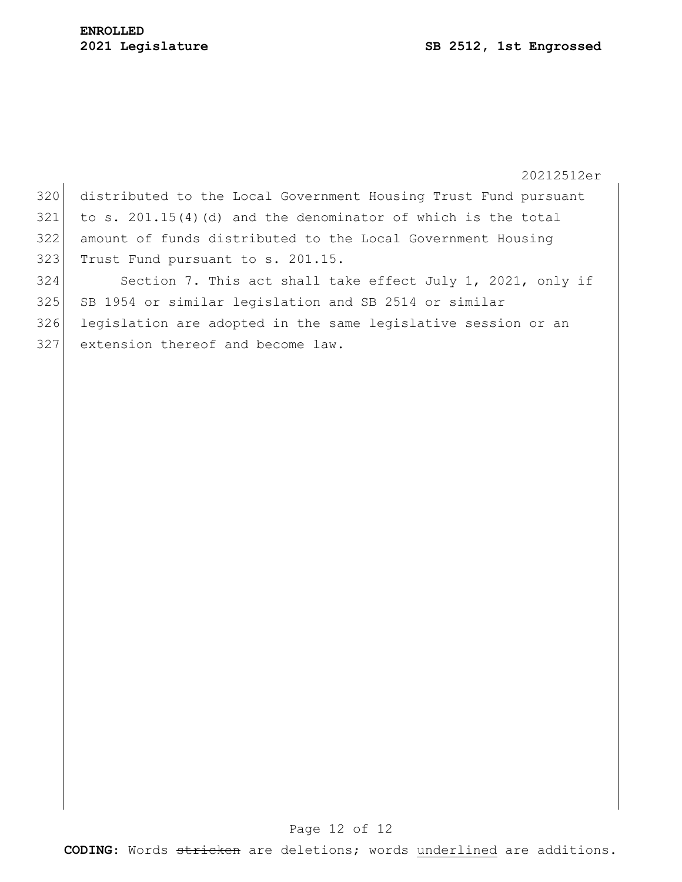distributed to the Local Government Housing Trust Fund pursuant to s. 201.15(4)(d) and the denominator of which is the total amount of funds distributed to the Local Government Housing Trust Fund pursuant to s. 201.15.

Section 7. This act shall take effect July 1, 2021, only if SB 1954 or similar legislation and SB 2514 or similar legislation are adopted in the same legislative session or an extension thereof and become law.